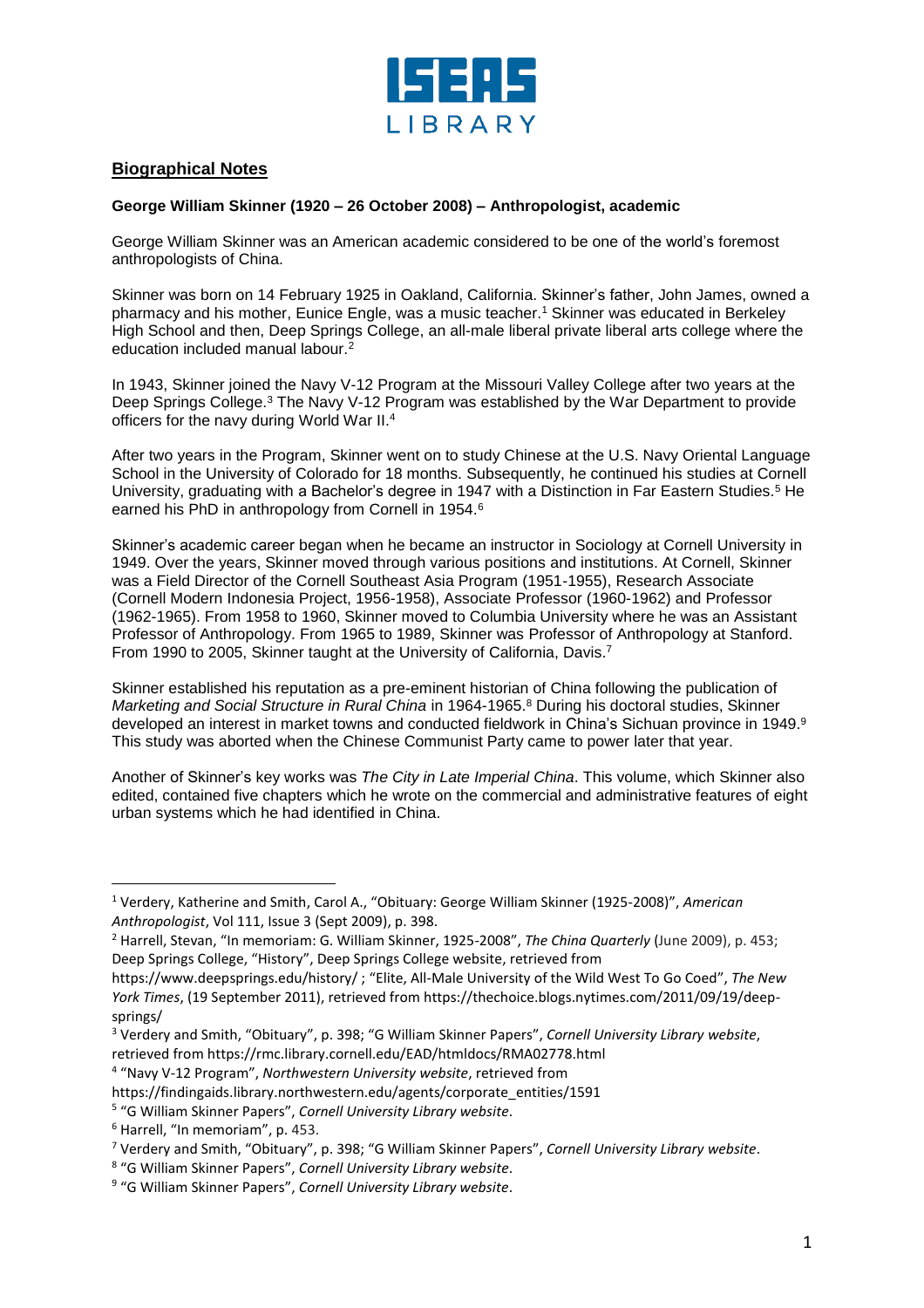ISEAS LIBRARY

## Biographical Notes

### George William Skinner (1920 – 26 October 2008) – Anthropologist, academic

George William Skinner was an American academic considered to be one of the world's foremost anthropologists of China.

Skinner was born on 14 February 1925 in Oakland, California. Skinner's father, John James, owned a pharmacy and his mother, Eunice Engle, was a music teacher.[1] Skinner was educated in Berkeley High School and then, Deep Springs College, an all-male liberal private liberal arts college where the education included manual labour.[2]

In 1943, Skinner joined the Navy V-12 Program at the Missouri Valley College after two years at the Deep Springs College.[3] The Navy V-12 Program was established by the War Department to provide officers for the navy during World War II.[4]

After two years in the Program, Skinner went on to study Chinese at the U.S. Navy Oriental Language School in the University of Colorado for 18 months. Subsequently, he continued his studies at Cornell University, graduating with a Bachelor's degree in 1947 with a Distinction in Far Eastern Studies.[5] He earned his PhD in anthropology from Cornell in 1954.[6]

Skinner's academic career began when he became an instructor in Sociology at Cornell University in 1949. Over the years, Skinner moved through various positions and institutions. At Cornell, Skinner was a Field Director of the Cornell Southeast Asia Program (1951-1955), Research Associate (Cornell Modern Indonesia Project, 1956-1958), Associate Professor (1960-1962) and Professor (1962-1965). From 1958 to 1960, Skinner moved to Columbia University where he was an Assistant Professor of Anthropology. From 1965 to 1989, Skinner was Professor of Anthropology at Stanford. From 1990 to 2005, Skinner taught at the University of California, Davis.[7]

Skinner established his reputation as a pre-eminent historian of China following the publication of *Marketing and Social Structure in Rural China* in 1964-1965.[8] During his doctoral studies, Skinner developed an interest in market towns and conducted fieldwork in China's Sichuan province in 1949.[9] This study was aborted when the Chinese Communist Party came to power later that year.

Another of Skinner's key works was *The City in Late Imperial China*. This volume, which Skinner also edited, contained five chapters which he wrote on the commercial and administrative features of eight urban systems which he had identified in China.

---

[1] Verdery, Katherine and Smith, Carol A., "Obituary: George William Skinner (1925-2008)", *American Anthropologist*, Vol 111, Issue 3 (Sept 2009), p. 398.

[2] Harrell, Stevan, "In memoriam: G. William Skinner, 1925-2008", *The China Quarterly* (June 2009), p. 453; Deep Springs College, "History", Deep Springs College website, retrieved from https://www.deepsprings.edu/history/ ; "Elite, All-Male University of the Wild West To Go Coed", *The New York Times*, (19 September 2011), retrieved from https://thechoice.blogs.nytimes.com/2011/09/19/deep-springs/

[3] Verdery and Smith, "Obituary", p. 398; "G William Skinner Papers", *Cornell University Library website*, retrieved from https://rmc.library.cornell.edu/EAD/htmldocs/RMA02778.html

[4] "Navy V-12 Program", *Northwestern University website*, retrieved from https://findingaids.library.northwestern.edu/agents/corporate_entities/1591

[5] "G William Skinner Papers", *Cornell University Library website*.

[6] Harrell, "In memoriam", p. 453.

[7] Verdery and Smith, "Obituary", p. 398; "G William Skinner Papers", *Cornell University Library website*.

[8] "G William Skinner Papers", *Cornell University Library website*.

[9] "G William Skinner Papers", *Cornell University Library website*.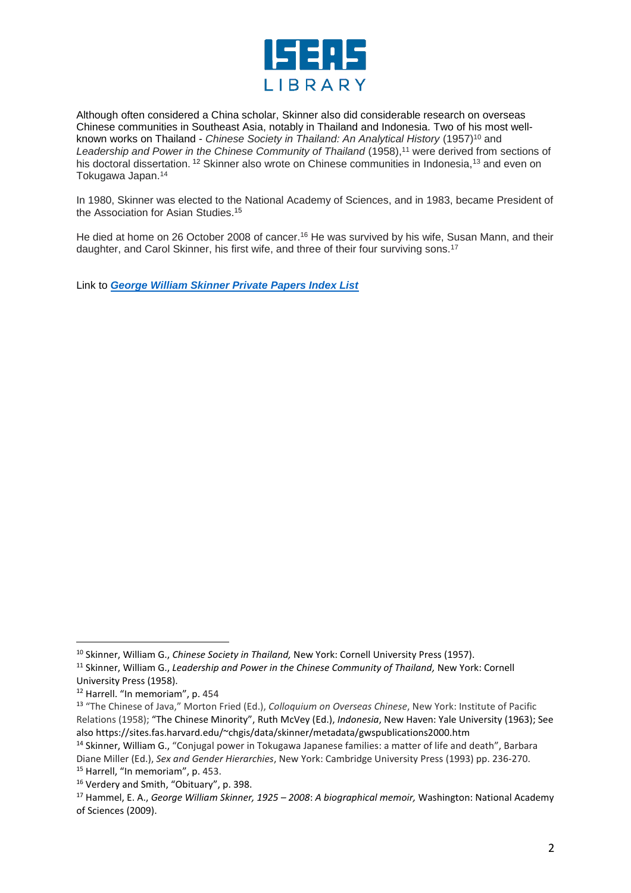Although often considered a China scholar, Skinner also did considerable research on overseas Chinese communities in Southeast Asia, notably in Thailand and Indonesia. Two of his most well-known works on Thailand - *Chinese Society in Thailand: An Analytical History* (1957)[10] and *Leadership and Power in the Chinese Community of Thailand* (1958),[11] were derived from sections of his doctoral dissertation.[12] Skinner also wrote on Chinese communities in Indonesia,[13] and even on Tokugawa Japan.[14]

In 1980, Skinner was elected to the National Academy of Sciences, and in 1983, became President of the Association for Asian Studies.[15]

He died at home on 26 October 2008 of cancer.[16] He was survived by his wife, Susan Mann, and their daughter, and Carol Skinner, his first wife, and three of their four surviving sons.[17]

Link to ***George William Skinner Private Papers Index List***

---

[10] Skinner, William G., *Chinese Society in Thailand,* New York: Cornell University Press (1957).

[11] Skinner, William G., *Leadership and Power in the Chinese Community of Thailand,* New York: Cornell University Press (1958).

[12] Harrell. "In memoriam", p. 454

[13] "The Chinese of Java," Morton Fried (Ed.), *Colloquium on Overseas Chinese*, New York: Institute of Pacific Relations (1958); "The Chinese Minority", Ruth McVey (Ed.), *Indonesia*, New Haven: Yale University (1963); See also https://sites.fas.harvard.edu/~chgis/data/skinner/metadata/gwspublications2000.htm

[14] Skinner, William G., "Conjugal power in Tokugawa Japanese families: a matter of life and death", Barbara Diane Miller (Ed.), *Sex and Gender Hierarchies*, New York: Cambridge University Press (1993) pp. 236-270.

[15] Harrell, "In memoriam", p. 453.

[16] Verdery and Smith, "Obituary", p. 398.

[17] Hammel, E. A., *George William Skinner, 1925 – 2008*: *A biographical memoir,* Washington: National Academy of Sciences (2009).